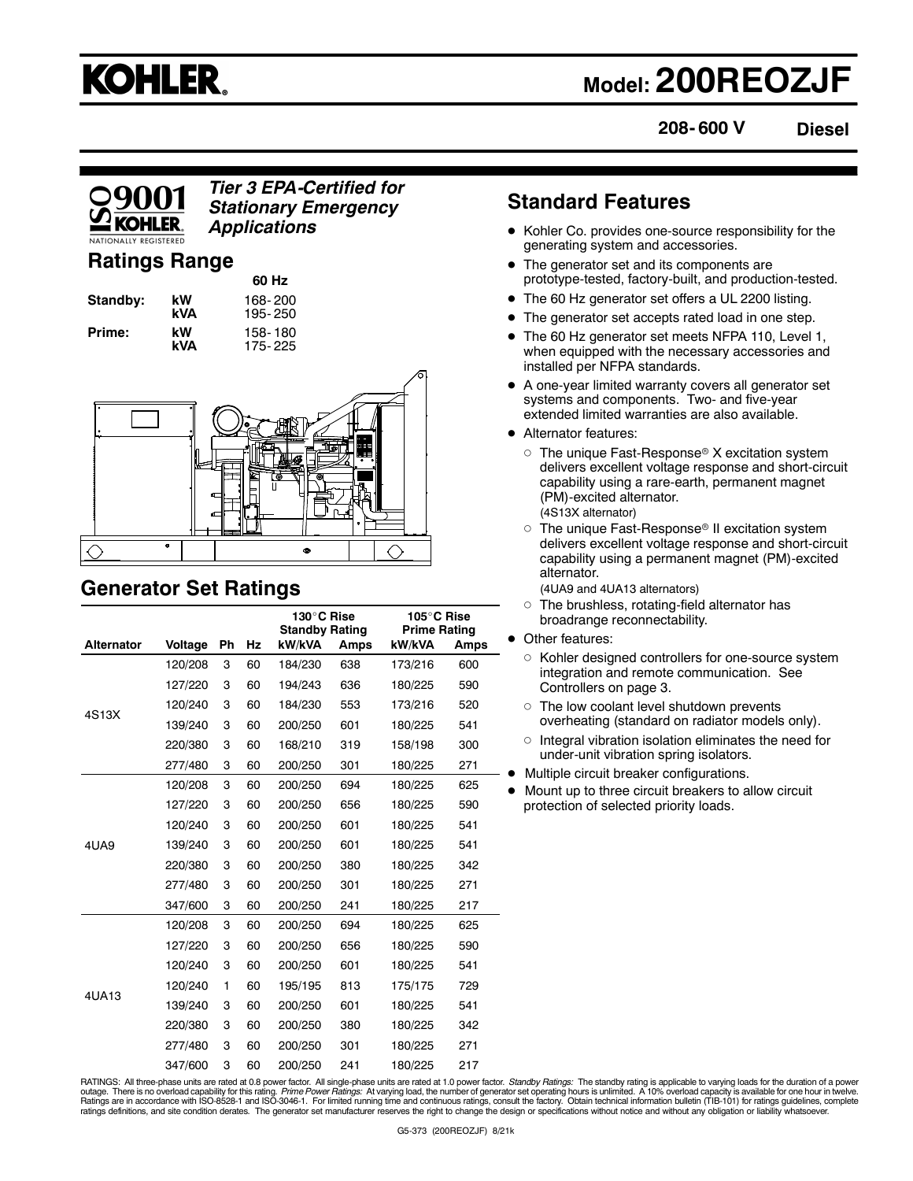# KOHLER.

# Model: 200REOZJF

**208- 600 V** **Diesel**

ISO 9001 KOHLER. NATIONALLY REGISTERED

***Tier 3 EPA-Certified for Stationary Emergency Applications***

## Ratings Range

| | | 60 Hz |
|---|---|---|
| **Standby:** | **kW** | 168- 200 |
| | **kVA** | 195- 250 |
| **Prime:** | **kW** | 158- 180 |
| | **kVA** | 175- 225 |

## Standard Features

- Kohler Co. provides one-source responsibility for the generating system and accessories.
- The generator set and its components are prototype-tested, factory-built, and production-tested.
- The 60 Hz generator set offers a UL 2200 listing.
- The generator set accepts rated load in one step.
- The 60 Hz generator set meets NFPA 110, Level 1, when equipped with the necessary accessories and installed per NFPA standards.
- A one-year limited warranty covers all generator set systems and components. Two- and five-year extended limited warranties are also available.
- Alternator features:
  - The unique Fast-Response® X excitation system delivers excellent voltage response and short-circuit capability using a rare-earth, permanent magnet (PM)-excited alternator. (4S13X alternator)
  - The unique Fast-Response® II excitation system delivers excellent voltage response and short-circuit capability using a permanent magnet (PM)-excited alternator. (4UA9 and 4UA13 alternators)
  - The brushless, rotating-field alternator has broadrange reconnectability.
- Other features:
  - Kohler designed controllers for one-source system integration and remote communication. See Controllers on page 3.
  - The low coolant level shutdown prevents overheating (standard on radiator models only).
  - Integral vibration isolation eliminates the need for under-unit vibration spring isolators.
- Multiple circuit breaker configurations.
- Mount up to three circuit breakers to allow circuit protection of selected priority loads.

## Generator Set Ratings

| | | | | 130°C Rise Standby Rating | | 105°C Rise Prime Rating | |
|---|---|---|---|---|---|---|---|
| **Alternator** | **Voltage** | **Ph** | **Hz** | **kW/kVA** | **Amps** | **kW/kVA** | **Amps** |
| 4S13X | 120/208 | 3 | 60 | 184/230 | 638 | 173/216 | 600 |
| | 127/220 | 3 | 60 | 194/243 | 636 | 180/225 | 590 |
| | 120/240 | 3 | 60 | 184/230 | 553 | 173/216 | 520 |
| | 139/240 | 3 | 60 | 200/250 | 601 | 180/225 | 541 |
| | 220/380 | 3 | 60 | 168/210 | 319 | 158/198 | 300 |
| | 277/480 | 3 | 60 | 200/250 | 301 | 180/225 | 271 |
| 4UA9 | 120/208 | 3 | 60 | 200/250 | 694 | 180/225 | 625 |
| | 127/220 | 3 | 60 | 200/250 | 656 | 180/225 | 590 |
| | 120/240 | 3 | 60 | 200/250 | 601 | 180/225 | 541 |
| | 139/240 | 3 | 60 | 200/250 | 601 | 180/225 | 541 |
| | 220/380 | 3 | 60 | 200/250 | 380 | 180/225 | 342 |
| | 277/480 | 3 | 60 | 200/250 | 301 | 180/225 | 271 |
| | 347/600 | 3 | 60 | 200/250 | 241 | 180/225 | 217 |
| 4UA13 | 120/208 | 3 | 60 | 200/250 | 694 | 180/225 | 625 |
| | 127/220 | 3 | 60 | 200/250 | 656 | 180/225 | 590 |
| | 120/240 | 3 | 60 | 200/250 | 601 | 180/225 | 541 |
| | 120/240 | 1 | 60 | 195/195 | 813 | 175/175 | 729 |
| | 139/240 | 3 | 60 | 200/250 | 601 | 180/225 | 541 |
| | 220/380 | 3 | 60 | 200/250 | 380 | 180/225 | 342 |
| | 277/480 | 3 | 60 | 200/250 | 301 | 180/225 | 271 |
| | 347/600 | 3 | 60 | 200/250 | 241 | 180/225 | 217 |

RATINGS: All three-phase units are rated at 0.8 power factor. All single-phase units are rated at 1.0 power factor. *Standby Ratings:* The standby rating is applicable to varying loads for the duration of a power outage. There is no overload capability for this rating. *Prime Power Ratings:* At varying load, the number of generator set operating hours is unlimited. A 10% overload capacity is available for one hour in twelve. Ratings are in accordance with ISO-8528-1 and ISO-3046-1. For limited running time and continuous ratings, consult the factory. Obtain technical information bulletin (TIB-101) for ratings guidelines, complete ratings definitions, and site condition derates. The generator set manufacturer reserves the right to change the design or specifications without notice and without any obligation or liability whatsoever.

G5-373 (200REOZJF) 8/21k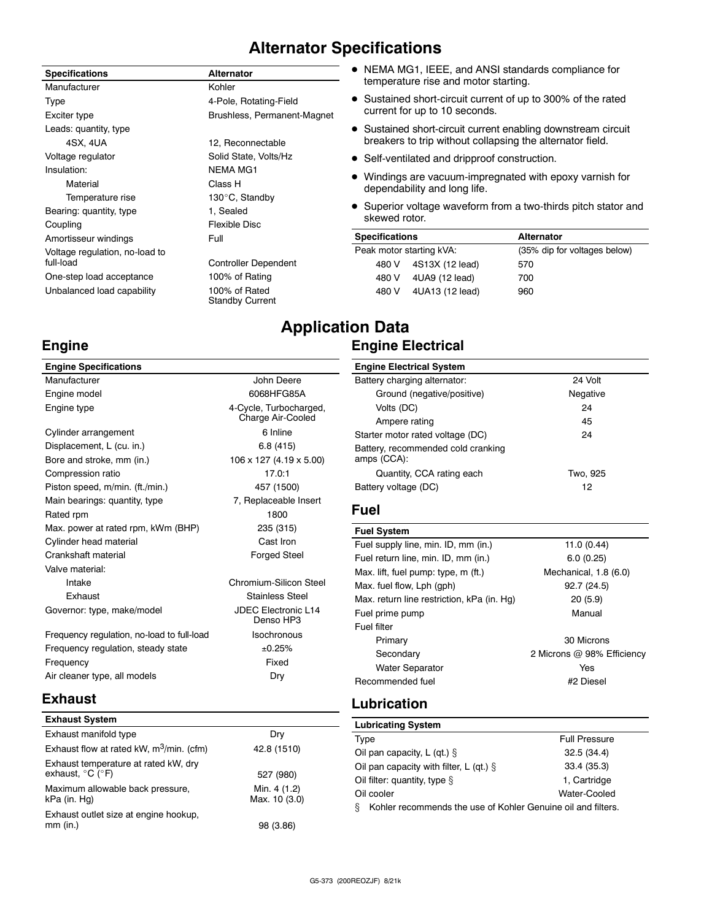# Alternator Specifications

| Specifications | Alternator |
|---|---|
| Manufacturer | Kohler |
| Type | 4-Pole, Rotating-Field |
| Exciter type | Brushless, Permanent-Magnet |
| Leads: quantity, type | |
| 4SX, 4UA | 12, Reconnectable |
| Voltage regulator | Solid State, Volts/Hz |
| Insulation: | NEMA MG1 |
| Material | Class H |
| Temperature rise | 130°C, Standby |
| Bearing: quantity, type | 1, Sealed |
| Coupling | Flexible Disc |
| Amortisseur windings | Full |
| Voltage regulation, no-load to full-load | Controller Dependent |
| One-step load acceptance | 100% of Rating |
| Unbalanced load capability | 100% of Rated Standby Current |

- NEMA MG1, IEEE, and ANSI standards compliance for temperature rise and motor starting.
- Sustained short-circuit current of up to 300% of the rated current for up to 10 seconds.
- Sustained short-circuit current enabling downstream circuit breakers to trip without collapsing the alternator field.
- Self-ventilated and dripproof construction.
- Windings are vacuum-impregnated with epoxy varnish for dependability and long life.
- Superior voltage waveform from a two-thirds pitch stator and skewed rotor.

| Specifications | | Alternator |
|---|---|---|
| Peak motor starting kVA: | | (35% dip for voltages below) |
| 480 V | 4S13X (12 lead) | 570 |
| 480 V | 4UA9 (12 lead) | 700 |
| 480 V | 4UA13 (12 lead) | 960 |

# Application Data

## Engine

| Engine Specifications | |
|---|---|
| Manufacturer | John Deere |
| Engine model | 6068HFG85A |
| Engine type | 4-Cycle, Turbocharged, Charge Air-Cooled |
| Cylinder arrangement | 6 Inline |
| Displacement, L (cu. in.) | 6.8 (415) |
| Bore and stroke, mm (in.) | 106 x 127 (4.19 x 5.00) |
| Compression ratio | 17.0:1 |
| Piston speed, m/min. (ft./min.) | 457 (1500) |
| Main bearings: quantity, type | 7, Replaceable Insert |
| Rated rpm | 1800 |
| Max. power at rated rpm, kWm (BHP) | 235 (315) |
| Cylinder head material | Cast Iron |
| Crankshaft material | Forged Steel |
| Valve material: | |
| Intake | Chromium-Silicon Steel |
| Exhaust | Stainless Steel |
| Governor: type, make/model | JDEC Electronic L14 Denso HP3 |
| Frequency regulation, no-load to full-load | Isochronous |
| Frequency regulation, steady state | ±0.25% |
| Frequency | Fixed |
| Air cleaner type, all models | Dry |

## Exhaust

| Exhaust System | |
|---|---|
| Exhaust manifold type | Dry |
| Exhaust flow at rated kW, $m^3$/min. (cfm) | 42.8 (1510) |
| Exhaust temperature at rated kW, dry exhaust, °C (°F) | 527 (980) |
| Maximum allowable back pressure, kPa (in. Hg) | Min. 4 (1.2) Max. 10 (3.0) |
| Exhaust outlet size at engine hookup, mm (in.) | 98 (3.86) |

## Engine Electrical

| Engine Electrical System | |
|---|---|
| Battery charging alternator: | 24 Volt |
| Ground (negative/positive) | Negative |
| Volts (DC) | 24 |
| Ampere rating | 45 |
| Starter motor rated voltage (DC) | 24 |
| Battery, recommended cold cranking amps (CCA): | |
| Quantity, CCA rating each | Two, 925 |
| Battery voltage (DC) | 12 |

## Fuel

| Fuel System | |
|---|---|
| Fuel supply line, min. ID, mm (in.) | 11.0 (0.44) |
| Fuel return line, min. ID, mm (in.) | 6.0 (0.25) |
| Max. lift, fuel pump: type, m (ft.) | Mechanical, 1.8 (6.0) |
| Max. fuel flow, Lph (gph) | 92.7 (24.5) |
| Max. return line restriction, kPa (in. Hg) | 20 (5.9) |
| Fuel prime pump | Manual |
| Fuel filter | |
| Primary | 30 Microns |
| Secondary | 2 Microns @ 98% Efficiency |
| Water Separator | Yes |
| Recommended fuel | #2 Diesel |

## Lubrication

| Lubricating System | |
|---|---|
| Type | Full Pressure |
| Oil pan capacity, L (qt.) § | 32.5 (34.4) |
| Oil pan capacity with filter, L (qt.) § | 33.4 (35.3) |
| Oil filter: quantity, type § | 1, Cartridge |
| Oil cooler | Water-Cooled |

§ Kohler recommends the use of Kohler Genuine oil and filters.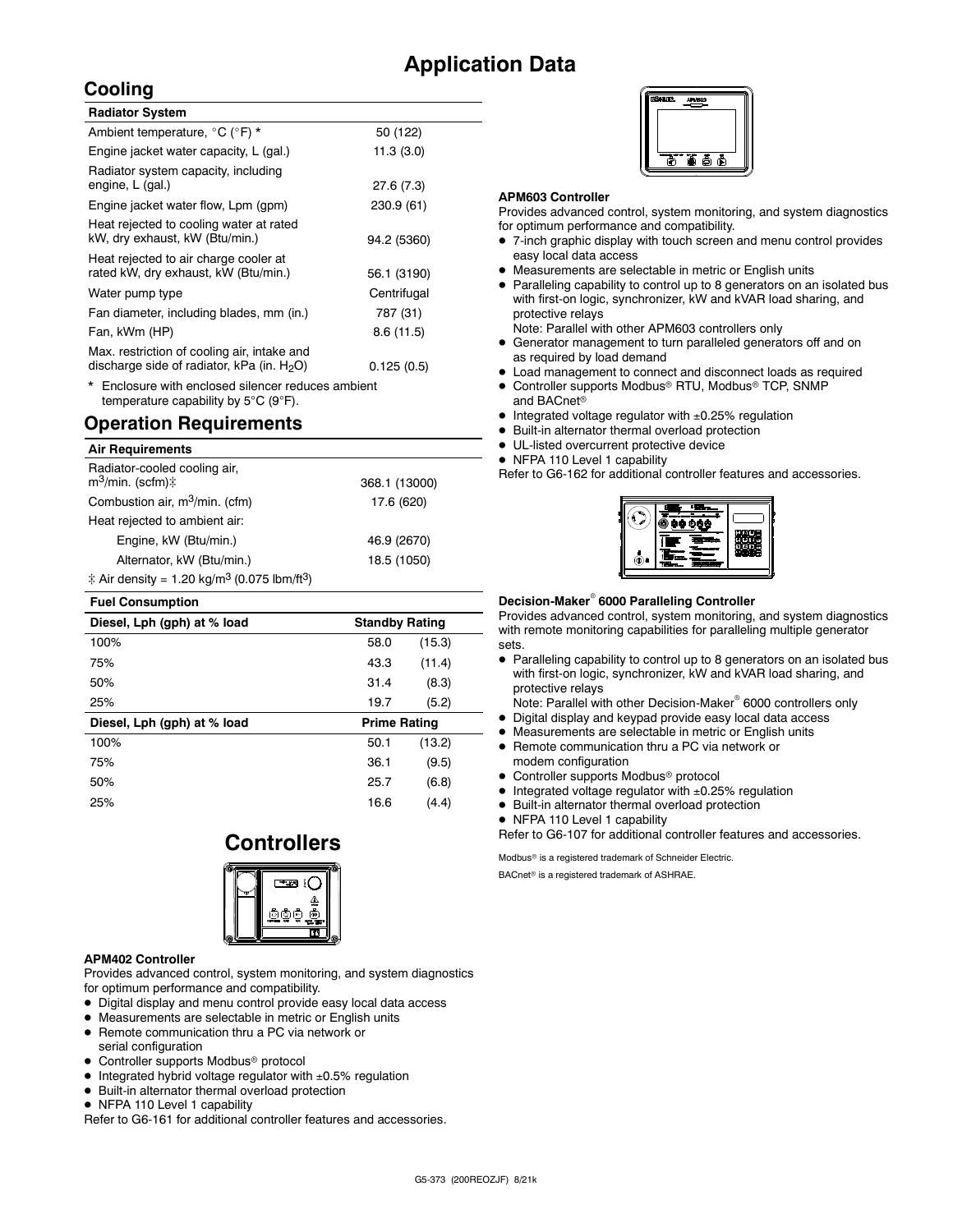# Application Data

## Cooling

| Radiator System | |
|---|---|
| Ambient temperature, °C (°F) * | 50 (122) |
| Engine jacket water capacity, L (gal.) | 11.3 (3.0) |
| Radiator system capacity, including engine, L (gal.) | 27.6 (7.3) |
| Engine jacket water flow, Lpm (gpm) | 230.9 (61) |
| Heat rejected to cooling water at rated kW, dry exhaust, kW (Btu/min.) | 94.2 (5360) |
| Heat rejected to air charge cooler at rated kW, dry exhaust, kW (Btu/min.) | 56.1 (3190) |
| Water pump type | Centrifugal |
| Fan diameter, including blades, mm (in.) | 787 (31) |
| Fan, kWm (HP) | 8.6 (11.5) |
| Max. restriction of cooling air, intake and discharge side of radiator, kPa (in. $H_2O$) | 0.125 (0.5) |

* Enclosure with enclosed silencer reduces ambient temperature capability by 5°C (9°F).

## Operation Requirements

| Air Requirements | |
|---|---|
| Radiator-cooled cooling air, $m^3$/min. (scfm)‡ | 368.1 (13000) |
| Combustion air, $m^3$/min. (cfm) | 17.6 (620) |
| Heat rejected to ambient air: | |
| Engine, kW (Btu/min.) | 46.9 (2670) |
| Alternator, kW (Btu/min.) | 18.5 (1050) |

‡ Air density = 1.20 kg/$m^3$ (0.075 lbm/$ft^3$)

| Fuel Consumption | | |
|---|---|---|
| **Diesel, Lph (gph) at % load** | **Standby Rating** | |
| 100% | 58.0 | (15.3) |
| 75% | 43.3 | (11.4) |
| 50% | 31.4 | (8.3) |
| 25% | 19.7 | (5.2) |
| **Diesel, Lph (gph) at % load** | **Prime Rating** | |
| 100% | 50.1 | (13.2) |
| 75% | 36.1 | (9.5) |
| 50% | 25.7 | (6.8) |
| 25% | 16.6 | (4.4) |

# Controllers

**APM402 Controller**

Provides advanced control, system monitoring, and system diagnostics for optimum performance and compatibility.

- Digital display and menu control provide easy local data access
- Measurements are selectable in metric or English units
- Remote communication thru a PC via network or serial configuration
- Controller supports Modbus® protocol
- Integrated hybrid voltage regulator with ±0.5% regulation
- Built-in alternator thermal overload protection
- NFPA 110 Level 1 capability

Refer to G6-161 for additional controller features and accessories.

**APM603 Controller**

Provides advanced control, system monitoring, and system diagnostics for optimum performance and compatibility.

- 7-inch graphic display with touch screen and menu control provides easy local data access
- Measurements are selectable in metric or English units
- Paralleling capability to control up to 8 generators on an isolated bus with first-on logic, synchronizer, kW and kVAR load sharing, and protective relays
  Note: Parallel with other APM603 controllers only
- Generator management to turn paralleled generators off and on as required by load demand
- Load management to connect and disconnect loads as required
- Controller supports Modbus® RTU, Modbus® TCP, SNMP and BACnet®
- Integrated voltage regulator with ±0.25% regulation
- Built-in alternator thermal overload protection
- UL-listed overcurrent protective device
- NFPA 110 Level 1 capability

Refer to G6-162 for additional controller features and accessories.

**Decision-Maker® 6000 Paralleling Controller**

Provides advanced control, system monitoring, and system diagnostics with remote monitoring capabilities for paralleling multiple generator sets.

- Paralleling capability to control up to 8 generators on an isolated bus with first-on logic, synchronizer, kW and kVAR load sharing, and protective relays
  Note: Parallel with other Decision-Maker® 6000 controllers only
- Digital display and keypad provide easy local data access
- Measurements are selectable in metric or English units
- Remote communication thru a PC via network or modem configuration
- Controller supports Modbus® protocol
- Integrated voltage regulator with ±0.25% regulation
- Built-in alternator thermal overload protection
- NFPA 110 Level 1 capability

Refer to G6-107 for additional controller features and accessories.

Modbus® is a registered trademark of Schneider Electric.

BACnet® is a registered trademark of ASHRAE.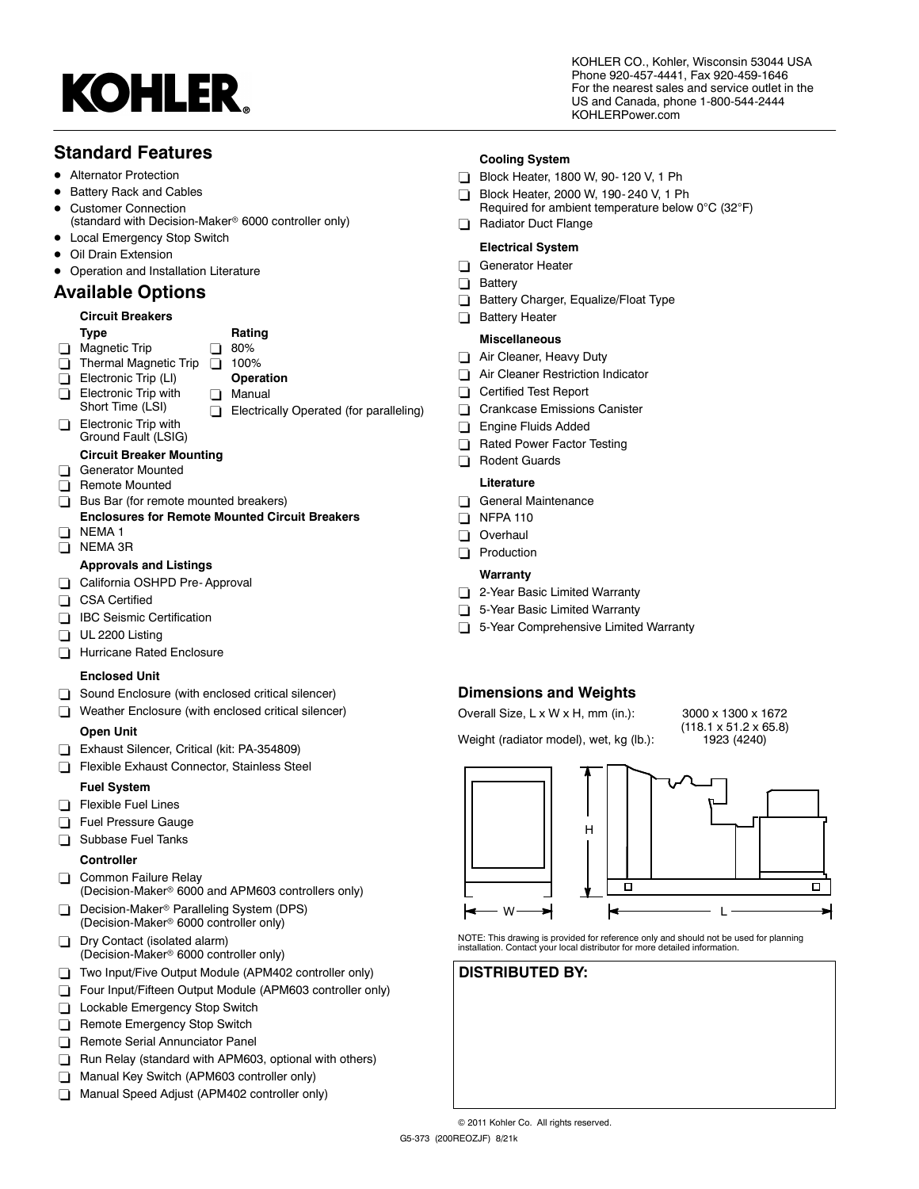# KOHLER

KOHLER CO., Kohler, Wisconsin 53044 USA
Phone 920-457-4441, Fax 920-459-1646
For the nearest sales and service outlet in the US and Canada, phone 1-800-544-2444
KOHLERPower.com

## Standard Features

- Alternator Protection
- Battery Rack and Cables
- Customer Connection (standard with Decision-Maker® 6000 controller only)
- Local Emergency Stop Switch
- Oil Drain Extension
- Operation and Installation Literature

## Available Options

### Circuit Breakers

**Type**

- ❑ Magnetic Trip
- ❑ Thermal Magnetic Trip
- ❑ Electronic Trip (LI)
- ❑ Electronic Trip with Short Time (LSI)
- ❑ Electronic Trip with Ground Fault (LSIG)

**Rating**

- ❑ 80%
- ❑ 100%

**Operation**

- ❑ Manual
- ❑ Electrically Operated (for paralleling)

### Circuit Breaker Mounting

- ❑ Generator Mounted
- ❑ Remote Mounted
- ❑ Bus Bar (for remote mounted breakers)

### Enclosures for Remote Mounted Circuit Breakers

- ❑ NEMA 1
- ❑ NEMA 3R

### Approvals and Listings

- ❑ California OSHPD Pre-Approval
- ❑ CSA Certified
- ❑ IBC Seismic Certification
- ❑ UL 2200 Listing
- ❑ Hurricane Rated Enclosure

### Enclosed Unit

- ❑ Sound Enclosure (with enclosed critical silencer)
- ❑ Weather Enclosure (with enclosed critical silencer)

### Open Unit

- ❑ Exhaust Silencer, Critical (kit: PA-354809)
- ❑ Flexible Exhaust Connector, Stainless Steel

### Fuel System

- ❑ Flexible Fuel Lines
- ❑ Fuel Pressure Gauge
- ❑ Subbase Fuel Tanks

### Controller

- ❑ Common Failure Relay (Decision-Maker® 6000 and APM603 controllers only)
- ❑ Decision-Maker® Paralleling System (DPS) (Decision-Maker® 6000 controller only)
- ❑ Dry Contact (isolated alarm) (Decision-Maker® 6000 controller only)
- ❑ Two Input/Five Output Module (APM402 controller only)
- ❑ Four Input/Fifteen Output Module (APM603 controller only)
- ❑ Lockable Emergency Stop Switch
- ❑ Remote Emergency Stop Switch
- ❑ Remote Serial Annunciator Panel
- ❑ Run Relay (standard with APM603, optional with others)
- ❑ Manual Key Switch (APM603 controller only)
- ❑ Manual Speed Adjust (APM402 controller only)

### Cooling System

- ❑ Block Heater, 1800 W, 90-120 V, 1 Ph
- ❑ Block Heater, 2000 W, 190-240 V, 1 Ph
  Required for ambient temperature below 0°C (32°F)
- ❑ Radiator Duct Flange

### Electrical System

- ❑ Generator Heater
- ❑ Battery
- ❑ Battery Charger, Equalize/Float Type
- ❑ Battery Heater

### Miscellaneous

- ❑ Air Cleaner, Heavy Duty
- ❑ Air Cleaner Restriction Indicator
- ❑ Certified Test Report
- ❑ Crankcase Emissions Canister
- ❑ Engine Fluids Added
- ❑ Rated Power Factor Testing
- ❑ Rodent Guards

### Literature

- ❑ General Maintenance
- ❑ NFPA 110
- ❑ Overhaul
- ❑ Production

### Warranty

- ❑ 2-Year Basic Limited Warranty
- ❑ 5-Year Basic Limited Warranty
- ❑ 5-Year Comprehensive Limited Warranty

## Dimensions and Weights

Overall Size, L x W x H, mm (in.): 3000 x 1300 x 1672 (118.1 x 51.2 x 65.8)

Weight (radiator model), wet, kg (lb.): 1923 (4240)

H

W

L

NOTE: This drawing is provided for reference only and should not be used for planning installation. Contact your local distributor for more detailed information.

**DISTRIBUTED BY:**

© 2011 Kohler Co. All rights reserved.

G5-373 (200REOZJF) 8/21k